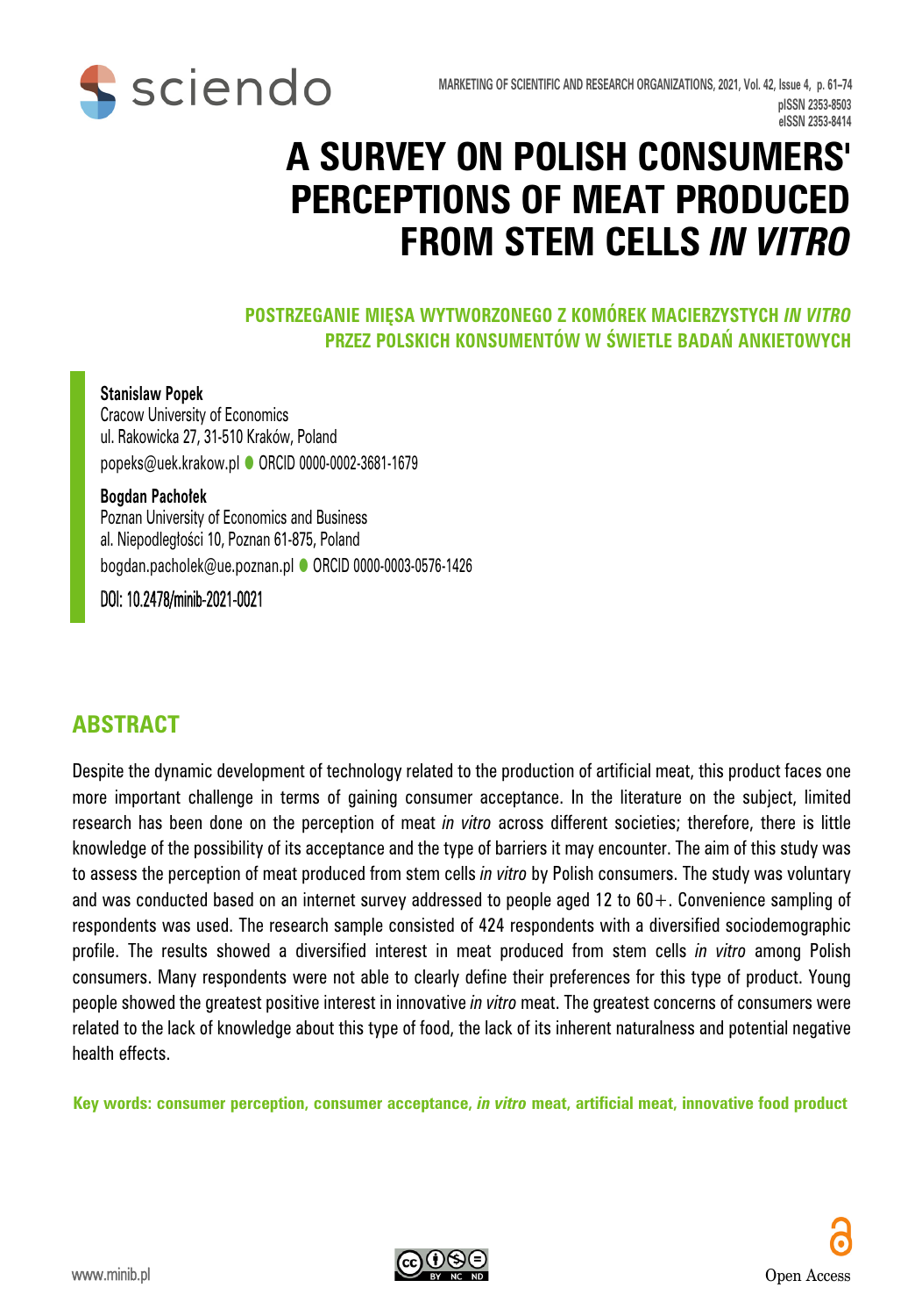# A SURVEY ON POLISH CONSUMERS' PERCEPTIONS OF MEAT PRODUCED FROM STEM CELLS *IN VITRO*

## POSTRZEGANIE MIĘSA WYTWORZONEGO Z KOMÓREK MACIERZYSTYCH *IN VITRO* PRZEZ POLSKICH KONSUMENTÓW W ŚWIETLE BADAŃ ANKIETOWYCH

**Stanislaw Popek**
Cracow University of Economics
ul. Rakowicka 27, 31-510 Kraków, Poland
popeks@uek.krakow.pl ● ORCID 0000-0002-3681-1679

**Bogdan Pachołek**
Poznan University of Economics and Business
al. Niepodległości 10, Poznan 61-875, Poland
bogdan.pacholek@ue.poznan.pl ● ORCID 0000-0003-0576-1426

DOI: 10.2478/minib-2021-0021

## ABSTRACT

Despite the dynamic development of technology related to the production of artificial meat, this product faces one more important challenge in terms of gaining consumer acceptance. In the literature on the subject, limited research has been done on the perception of meat *in vitro* across different societies; therefore, there is little knowledge of the possibility of its acceptance and the type of barriers it may encounter. The aim of this study was to assess the perception of meat produced from stem cells *in vitro* by Polish consumers. The study was voluntary and was conducted based on an internet survey addressed to people aged 12 to 60+. Convenience sampling of respondents was used. The research sample consisted of 424 respondents with a diversified sociodemographic profile. The results showed a diversified interest in meat produced from stem cells *in vitro* among Polish consumers. Many respondents were not able to clearly define their preferences for this type of product. Young people showed the greatest positive interest in innovative *in vitro* meat. The greatest concerns of consumers were related to the lack of knowledge about this type of food, the lack of its inherent naturalness and potential negative health effects.

**Key words: consumer perception, consumer acceptance, *in vitro* meat, artificial meat, innovative food product**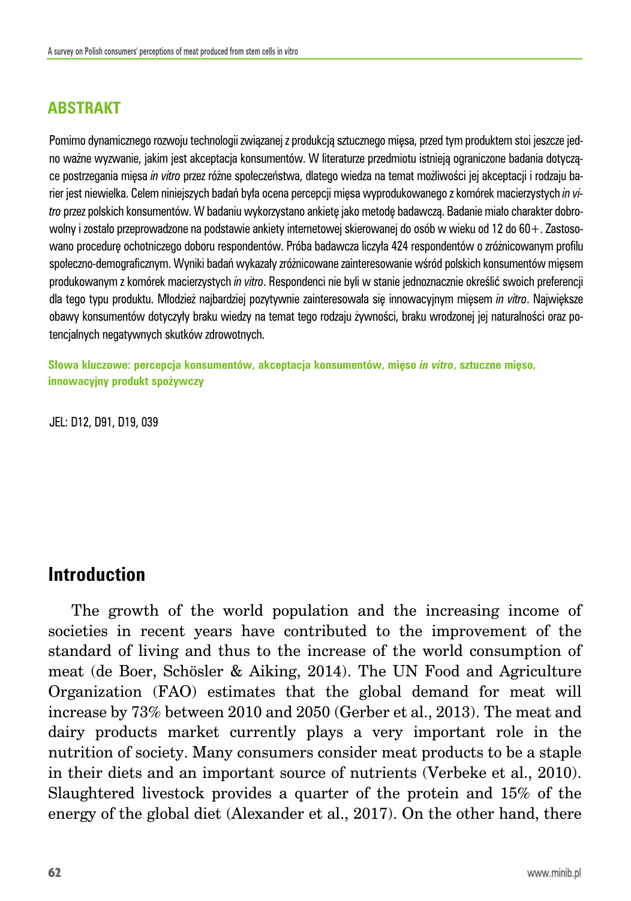## ABSTRAKT

Pomimo dynamicznego rozwoju technologii związanej z produkcją sztucznego mięsa, przed tym produktem stoi jeszcze jedno ważne wyzwanie, jakim jest akceptacja konsumentów. W literaturze przedmiotu istnieją ograniczone badania dotyczące postrzegania mięsa *in vitro* przez różne społeczeństwa, dlatego wiedza na temat możliwości jej akceptacji i rodzaju barier jest niewielka. Celem niniejszych badań była ocena percepcji mięsa wyprodukowanego z komórek macierzystych *in vitro* przez polskich konsumentów. W badaniu wykorzystano ankietę jako metodę badawczą. Badanie miało charakter dobrowolny i zostało przeprowadzone na podstawie ankiety internetowej skierowanej do osób w wieku od 12 do 60+. Zastosowano procedurę ochotniczego doboru respondentów. Próba badawcza liczyła 424 respondentów o zróżnicowanym profilu społeczno-demograficznym. Wyniki badań wykazały zróżnicowane zainteresowanie wśród polskich konsumentów mięsem produkowanym z komórek macierzystych *in vitro*. Respondenci nie byli w stanie jednoznacznie określić swoich preferencji dla tego typu produktu. Młodzież najbardziej pozytywnie zainteresowała się innowacyjnym mięsem *in vitro*. Największe obawy konsumentów dotyczyły braku wiedzy na temat tego rodzaju żywności, braku wrodzonej jej naturalności oraz potencjalnych negatywnych skutków zdrowotnych.

**Słowa kluczowe: percepcja konsumentów, akceptacja konsumentów, mięso *in vitro*, sztuczne mięso, innowacyjny produkt spożywczy**

JEL: D12, D91, D19, 039

## Introduction

The growth of the world population and the increasing income of societies in recent years have contributed to the improvement of the standard of living and thus to the increase of the world consumption of meat (de Boer, Schösler & Aiking, 2014). The UN Food and Agriculture Organization (FAO) estimates that the global demand for meat will increase by 73% between 2010 and 2050 (Gerber et al., 2013). The meat and dairy products market currently plays a very important role in the nutrition of society. Many consumers consider meat products to be a staple in their diets and an important source of nutrients (Verbeke et al., 2010). Slaughtered livestock provides a quarter of the protein and 15% of the energy of the global diet (Alexander et al., 2017). On the other hand, there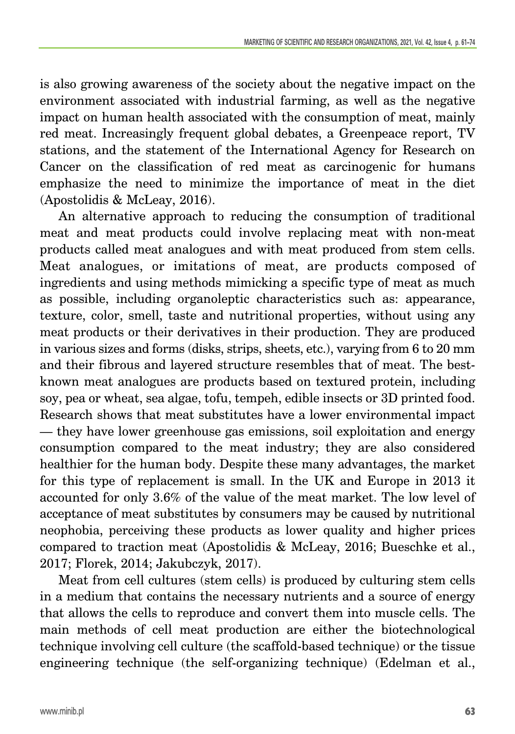is also growing awareness of the society about the negative impact on the environment associated with industrial farming, as well as the negative impact on human health associated with the consumption of meat, mainly red meat. Increasingly frequent global debates, a Greenpeace report, TV stations, and the statement of the International Agency for Research on Cancer on the classification of red meat as carcinogenic for humans emphasize the need to minimize the importance of meat in the diet (Apostolidis & McLeay, 2016).

An alternative approach to reducing the consumption of traditional meat and meat products could involve replacing meat with non-meat products called meat analogues and with meat produced from stem cells. Meat analogues, or imitations of meat, are products composed of ingredients and using methods mimicking a specific type of meat as much as possible, including organoleptic characteristics such as: appearance, texture, color, smell, taste and nutritional properties, without using any meat products or their derivatives in their production. They are produced in various sizes and forms (disks, strips, sheets, etc.), varying from 6 to 20 mm and their fibrous and layered structure resembles that of meat. The best-known meat analogues are products based on textured protein, including soy, pea or wheat, sea algae, tofu, tempeh, edible insects or 3D printed food. Research shows that meat substitutes have a lower environmental impact — they have lower greenhouse gas emissions, soil exploitation and energy consumption compared to the meat industry; they are also considered healthier for the human body. Despite these many advantages, the market for this type of replacement is small. In the UK and Europe in 2013 it accounted for only 3.6% of the value of the meat market. The low level of acceptance of meat substitutes by consumers may be caused by nutritional neophobia, perceiving these products as lower quality and higher prices compared to traction meat (Apostolidis & McLeay, 2016; Bueschke et al., 2017; Florek, 2014; Jakubczyk, 2017).

Meat from cell cultures (stem cells) is produced by culturing stem cells in a medium that contains the necessary nutrients and a source of energy that allows the cells to reproduce and convert them into muscle cells. The main methods of cell meat production are either the biotechnological technique involving cell culture (the scaffold-based technique) or the tissue engineering technique (the self-organizing technique) (Edelman et al.,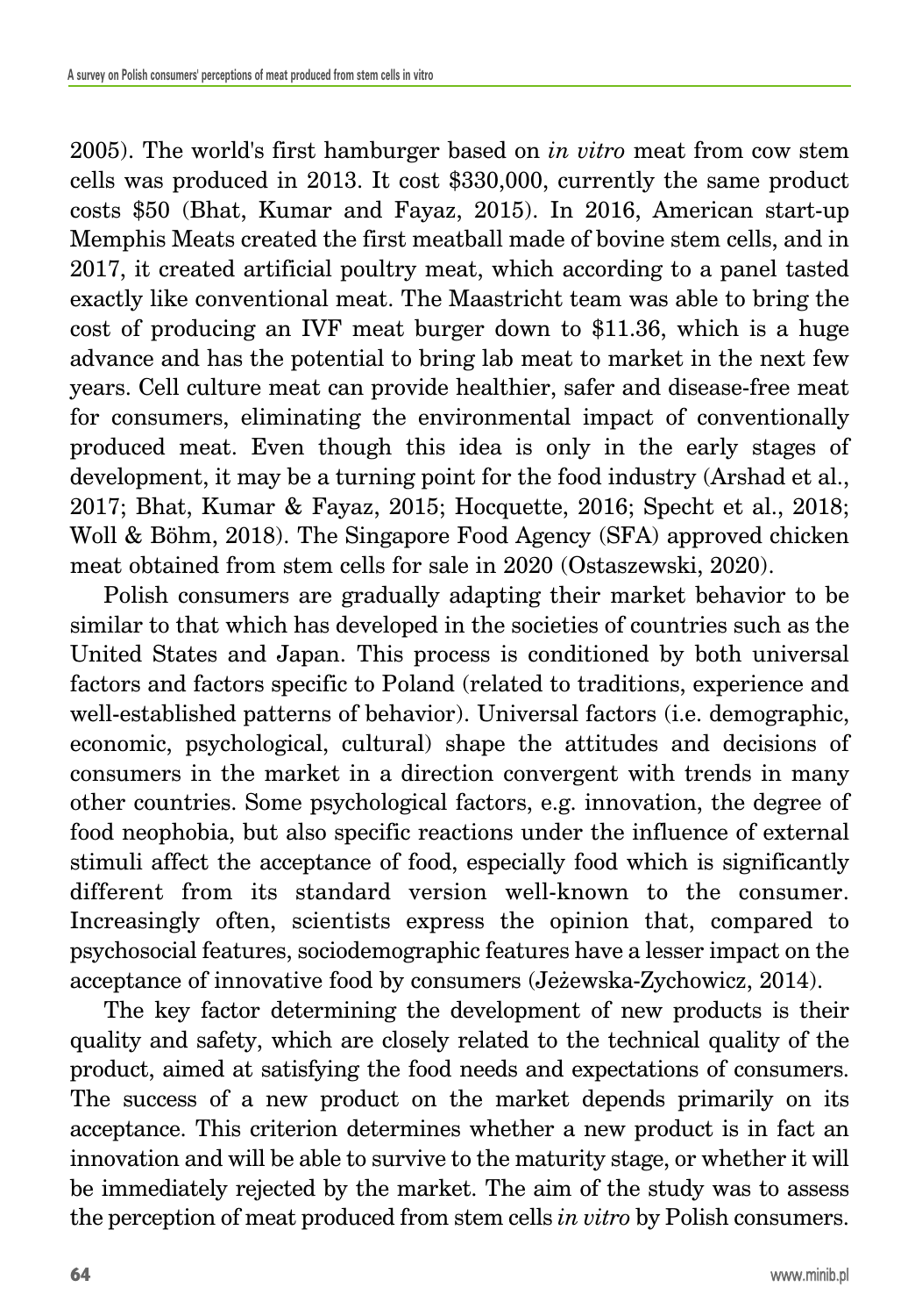2005). The world's first hamburger based on *in vitro* meat from cow stem cells was produced in 2013. It cost $330,000, currently the same product costs $50 (Bhat, Kumar and Fayaz, 2015). In 2016, American start-up Memphis Meats created the first meatball made of bovine stem cells, and in 2017, it created artificial poultry meat, which according to a panel tasted exactly like conventional meat. The Maastricht team was able to bring the cost of producing an IVF meat burger down to $11.36, which is a huge advance and has the potential to bring lab meat to market in the next few years. Cell culture meat can provide healthier, safer and disease-free meat for consumers, eliminating the environmental impact of conventionally produced meat. Even though this idea is only in the early stages of development, it may be a turning point for the food industry (Arshad et al., 2017; Bhat, Kumar & Fayaz, 2015; Hocquette, 2016; Specht et al., 2018; Woll & Böhm, 2018). The Singapore Food Agency (SFA) approved chicken meat obtained from stem cells for sale in 2020 (Ostaszewski, 2020).

Polish consumers are gradually adapting their market behavior to be similar to that which has developed in the societies of countries such as the United States and Japan. This process is conditioned by both universal factors and factors specific to Poland (related to traditions, experience and well-established patterns of behavior). Universal factors (i.e. demographic, economic, psychological, cultural) shape the attitudes and decisions of consumers in the market in a direction convergent with trends in many other countries. Some psychological factors, e.g. innovation, the degree of food neophobia, but also specific reactions under the influence of external stimuli affect the acceptance of food, especially food which is significantly different from its standard version well-known to the consumer. Increasingly often, scientists express the opinion that, compared to psychosocial features, sociodemographic features have a lesser impact on the acceptance of innovative food by consumers (Jeżewska-Zychowicz, 2014).

The key factor determining the development of new products is their quality and safety, which are closely related to the technical quality of the product, aimed at satisfying the food needs and expectations of consumers. The success of a new product on the market depends primarily on its acceptance. This criterion determines whether a new product is in fact an innovation and will be able to survive to the maturity stage, or whether it will be immediately rejected by the market. The aim of the study was to assess the perception of meat produced from stem cells *in vitro* by Polish consumers.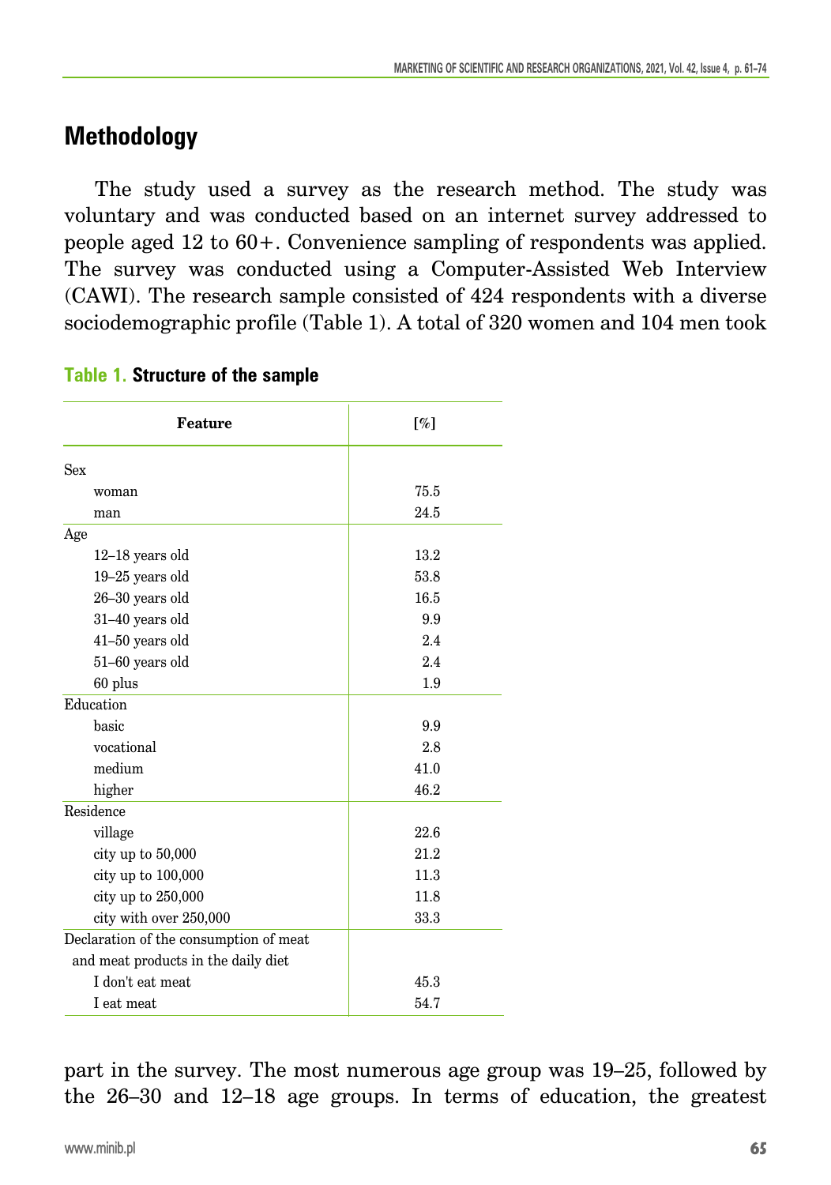## Methodology

The study used a survey as the research method. The study was voluntary and was conducted based on an internet survey addressed to people aged 12 to 60+. Convenience sampling of respondents was applied. The survey was conducted using a Computer-Assisted Web Interview (CAWI). The research sample consisted of 424 respondents with a diverse sociodemographic profile (Table 1). A total of 320 women and 104 men took part in the survey. The most numerous age group was 19–25, followed by the 26–30 and 12–18 age groups. In terms of education, the greatest

**Table 1. Structure of the sample**

| Feature | [%] |
|---|---|
| Sex | |
| woman | 75.5 |
| man | 24.5 |
| Age | |
| 12–18 years old | 13.2 |
| 19–25 years old | 53.8 |
| 26–30 years old | 16.5 |
| 31–40 years old | 9.9 |
| 41–50 years old | 2.4 |
| 51–60 years old | 2.4 |
| 60 plus | 1.9 |
| Education | |
| basic | 9.9 |
| vocational | 2.8 |
| medium | 41.0 |
| higher | 46.2 |
| Residence | |
| village | 22.6 |
| city up to 50,000 | 21.2 |
| city up to 100,000 | 11.3 |
| city up to 250,000 | 11.8 |
| city with over 250,000 | 33.3 |
| Declaration of the consumption of meat and meat products in the daily diet | |
| I don't eat meat | 45.3 |
| I eat meat | 54.7 |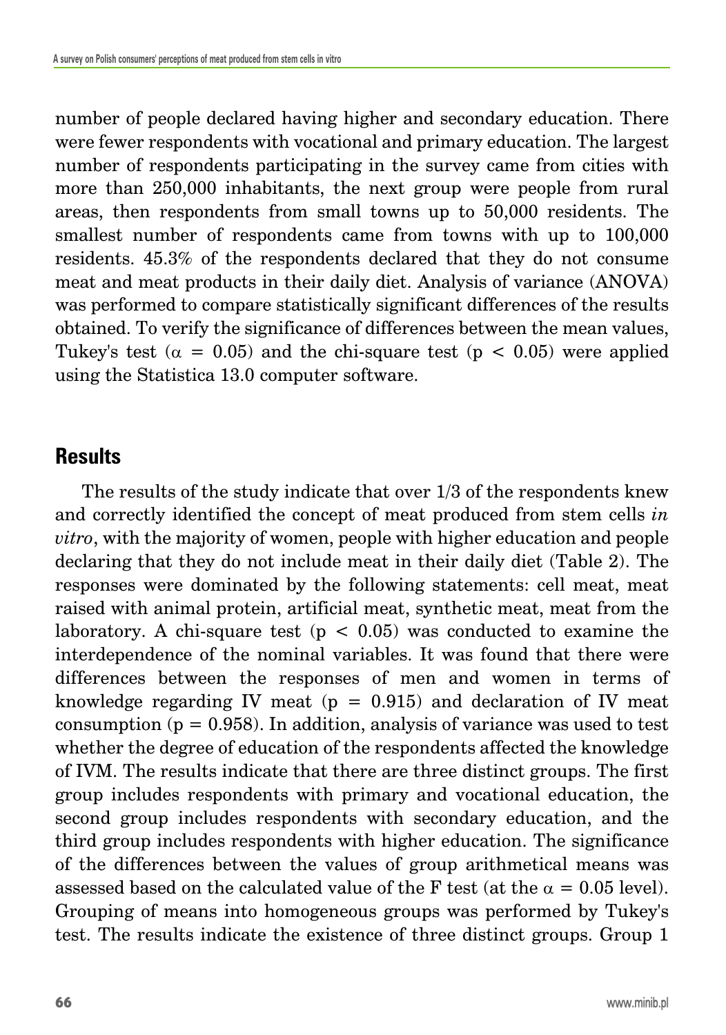number of people declared having higher and secondary education. There were fewer respondents with vocational and primary education. The largest number of respondents participating in the survey came from cities with more than 250,000 inhabitants, the next group were people from rural areas, then respondents from small towns up to 50,000 residents. The smallest number of respondents came from towns with up to 100,000 residents. 45.3% of the respondents declared that they do not consume meat and meat products in their daily diet. Analysis of variance (ANOVA) was performed to compare statistically significant differences of the results obtained. To verify the significance of differences between the mean values, Tukey's test ($\alpha = 0.05$) and the chi-square test ($p < 0.05$) were applied using the Statistica 13.0 computer software.

## Results

The results of the study indicate that over 1/3 of the respondents knew and correctly identified the concept of meat produced from stem cells *in vitro*, with the majority of women, people with higher education and people declaring that they do not include meat in their daily diet (Table 2). The responses were dominated by the following statements: cell meat, meat raised with animal protein, artificial meat, synthetic meat, meat from the laboratory. A chi-square test ($p < 0.05$) was conducted to examine the interdependence of the nominal variables. It was found that there were differences between the responses of men and women in terms of knowledge regarding IV meat ($p = 0.915$) and declaration of IV meat consumption ($p = 0.958$). In addition, analysis of variance was used to test whether the degree of education of the respondents affected the knowledge of IVM. The results indicate that there are three distinct groups. The first group includes respondents with primary and vocational education, the second group includes respondents with secondary education, and the third group includes respondents with higher education. The significance of the differences between the values of group arithmetical means was assessed based on the calculated value of the F test (at the $\alpha = 0.05$ level). Grouping of means into homogeneous groups was performed by Tukey's test. The results indicate the existence of three distinct groups. Group 1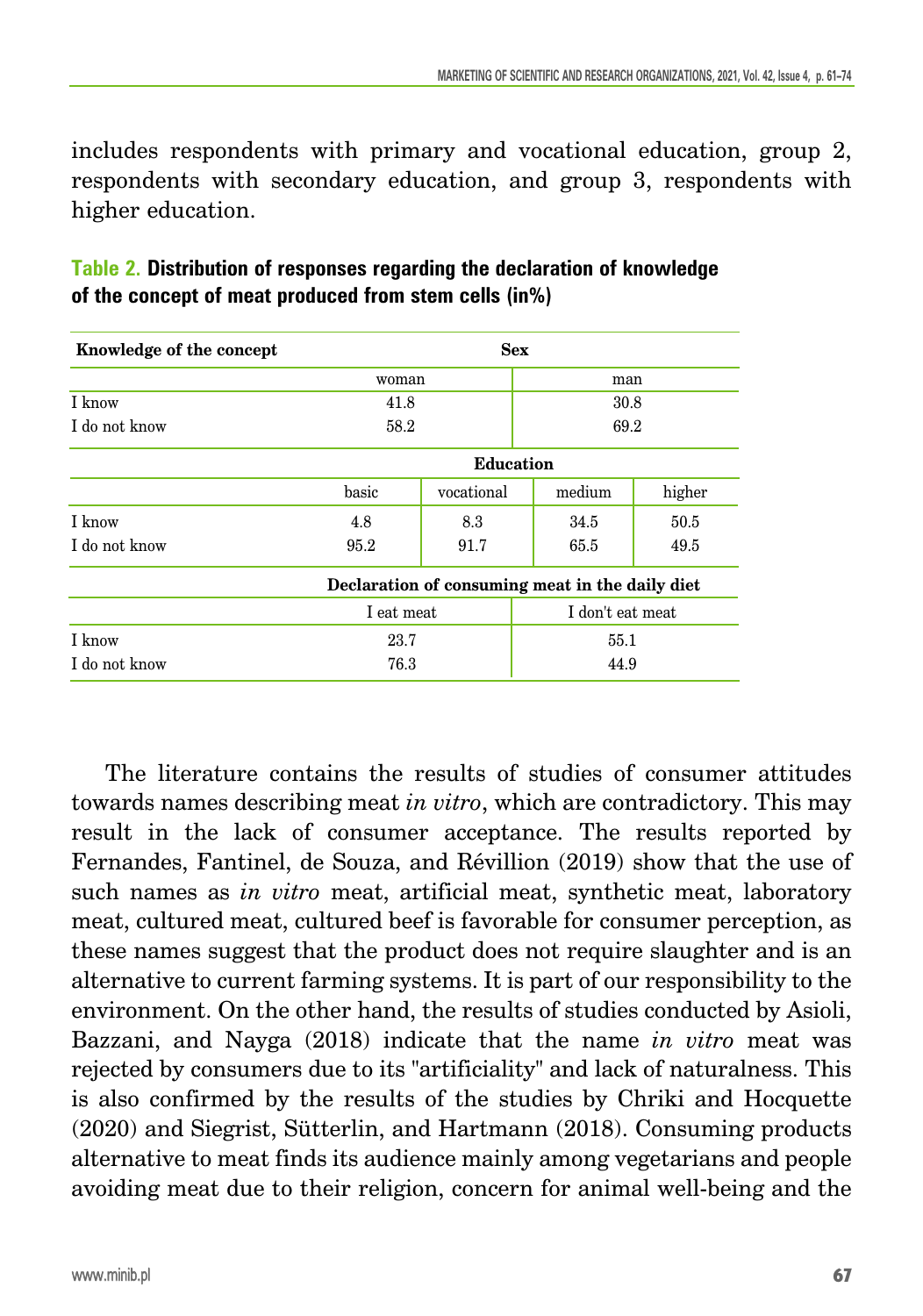includes respondents with primary and vocational education, group 2, respondents with secondary education, and group 3, respondents with higher education.

**Table 2. Distribution of responses regarding the declaration of knowledge of the concept of meat produced from stem cells (in%)**

| Knowledge of the concept | Sex | | | |
|---|---|---|---|---|
| | woman | | man | |
| I know | 41.8 | | 30.8 | |
| I do not know | 58.2 | | 69.2 | |
| | Education | | | |
| | basic | vocational | medium | higher |
| I know | 4.8 | 8.3 | 34.5 | 50.5 |
| I do not know | 95.2 | 91.7 | 65.5 | 49.5 |
| | Declaration of consuming meat in the daily diet | | | |
| | I eat meat | | I don't eat meat | |
| I know | 23.7 | | 55.1 | |
| I do not know | 76.3 | | 44.9 | |

The literature contains the results of studies of consumer attitudes towards names describing meat *in vitro*, which are contradictory. This may result in the lack of consumer acceptance. The results reported by Fernandes, Fantinel, de Souza, and Révillion (2019) show that the use of such names as *in vitro* meat, artificial meat, synthetic meat, laboratory meat, cultured meat, cultured beef is favorable for consumer perception, as these names suggest that the product does not require slaughter and is an alternative to current farming systems. It is part of our responsibility to the environment. On the other hand, the results of studies conducted by Asioli, Bazzani, and Nayga (2018) indicate that the name *in vitro* meat was rejected by consumers due to its "artificiality" and lack of naturalness. This is also confirmed by the results of the studies by Chriki and Hocquette (2020) and Siegrist, Sütterlin, and Hartmann (2018). Consuming products alternative to meat finds its audience mainly among vegetarians and people avoiding meat due to their religion, concern for animal well-being and the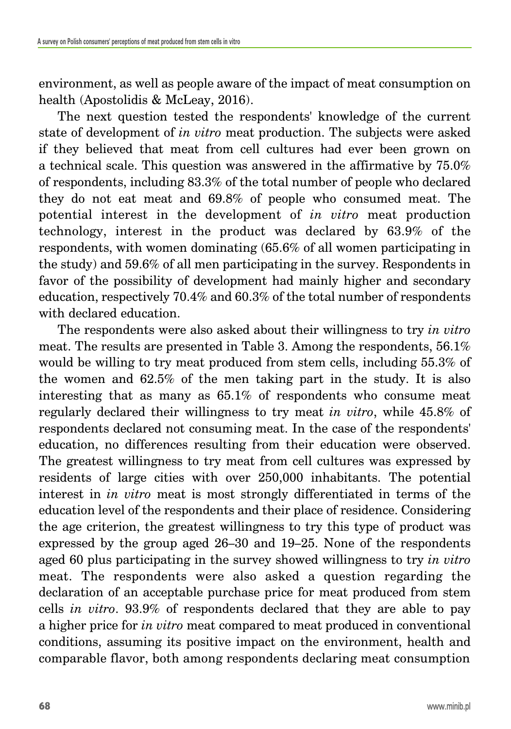environment, as well as people aware of the impact of meat consumption on health (Apostolidis & McLeay, 2016).

The next question tested the respondents' knowledge of the current state of development of *in vitro* meat production. The subjects were asked if they believed that meat from cell cultures had ever been grown on a technical scale. This question was answered in the affirmative by 75.0% of respondents, including 83.3% of the total number of people who declared they do not eat meat and 69.8% of people who consumed meat. The potential interest in the development of *in vitro* meat production technology, interest in the product was declared by 63.9% of the respondents, with women dominating (65.6% of all women participating in the study) and 59.6% of all men participating in the survey. Respondents in favor of the possibility of development had mainly higher and secondary education, respectively 70.4% and 60.3% of the total number of respondents with declared education.

The respondents were also asked about their willingness to try *in vitro* meat. The results are presented in Table 3. Among the respondents, 56.1% would be willing to try meat produced from stem cells, including 55.3% of the women and 62.5% of the men taking part in the study. It is also interesting that as many as 65.1% of respondents who consume meat regularly declared their willingness to try meat *in vitro*, while 45.8% of respondents declared not consuming meat. In the case of the respondents' education, no differences resulting from their education were observed. The greatest willingness to try meat from cell cultures was expressed by residents of large cities with over 250,000 inhabitants. The potential interest in *in vitro* meat is most strongly differentiated in terms of the education level of the respondents and their place of residence. Considering the age criterion, the greatest willingness to try this type of product was expressed by the group aged 26–30 and 19–25. None of the respondents aged 60 plus participating in the survey showed willingness to try *in vitro* meat. The respondents were also asked a question regarding the declaration of an acceptable purchase price for meat produced from stem cells *in vitro*. 93.9% of respondents declared that they are able to pay a higher price for *in vitro* meat compared to meat produced in conventional conditions, assuming its positive impact on the environment, health and comparable flavor, both among respondents declaring meat consumption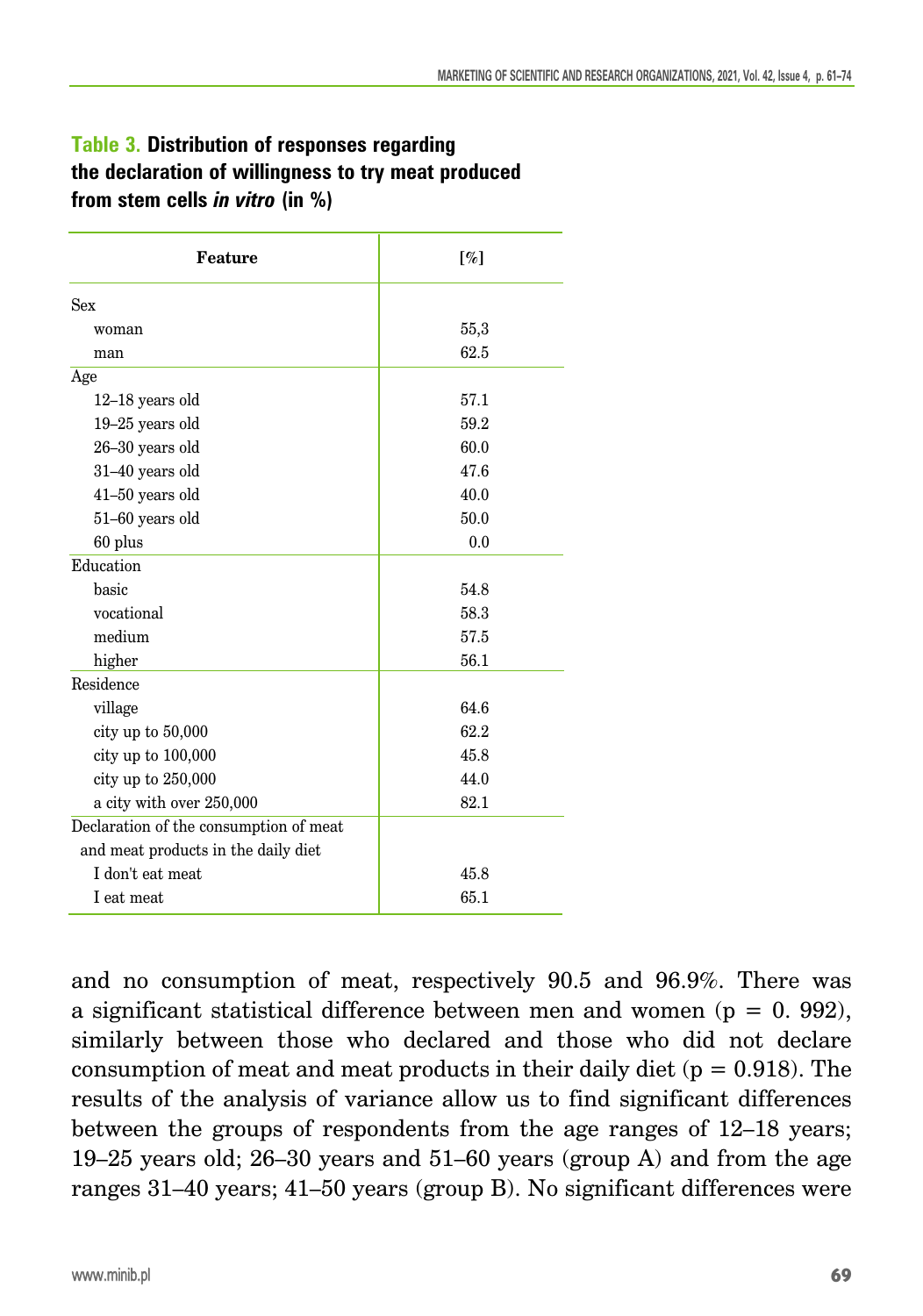**Table 3. Distribution of responses regarding the declaration of willingness to try meat produced from stem cells *in vitro* (in %)**

| Feature | [%] |
|---|---|
| Sex | |
| woman | 55,3 |
| man | 62.5 |
| Age | |
| 12–18 years old | 57.1 |
| 19–25 years old | 59.2 |
| 26–30 years old | 60.0 |
| 31–40 years old | 47.6 |
| 41–50 years old | 40.0 |
| 51–60 years old | 50.0 |
| 60 plus | 0.0 |
| Education | |
| basic | 54.8 |
| vocational | 58.3 |
| medium | 57.5 |
| higher | 56.1 |
| Residence | |
| village | 64.6 |
| city up to 50,000 | 62.2 |
| city up to 100,000 | 45.8 |
| city up to 250,000 | 44.0 |
| a city with over 250,000 | 82.1 |
| Declaration of the consumption of meat and meat products in the daily diet | |
| I don't eat meat | 45.8 |
| I eat meat | 65.1 |

and no consumption of meat, respectively 90.5 and 96.9%. There was a significant statistical difference between men and women (p = 0. 992), similarly between those who declared and those who did not declare consumption of meat and meat products in their daily diet (p = 0.918). The results of the analysis of variance allow us to find significant differences between the groups of respondents from the age ranges of 12–18 years; 19–25 years old; 26–30 years and 51–60 years (group A) and from the age ranges 31–40 years; 41–50 years (group B). No significant differences were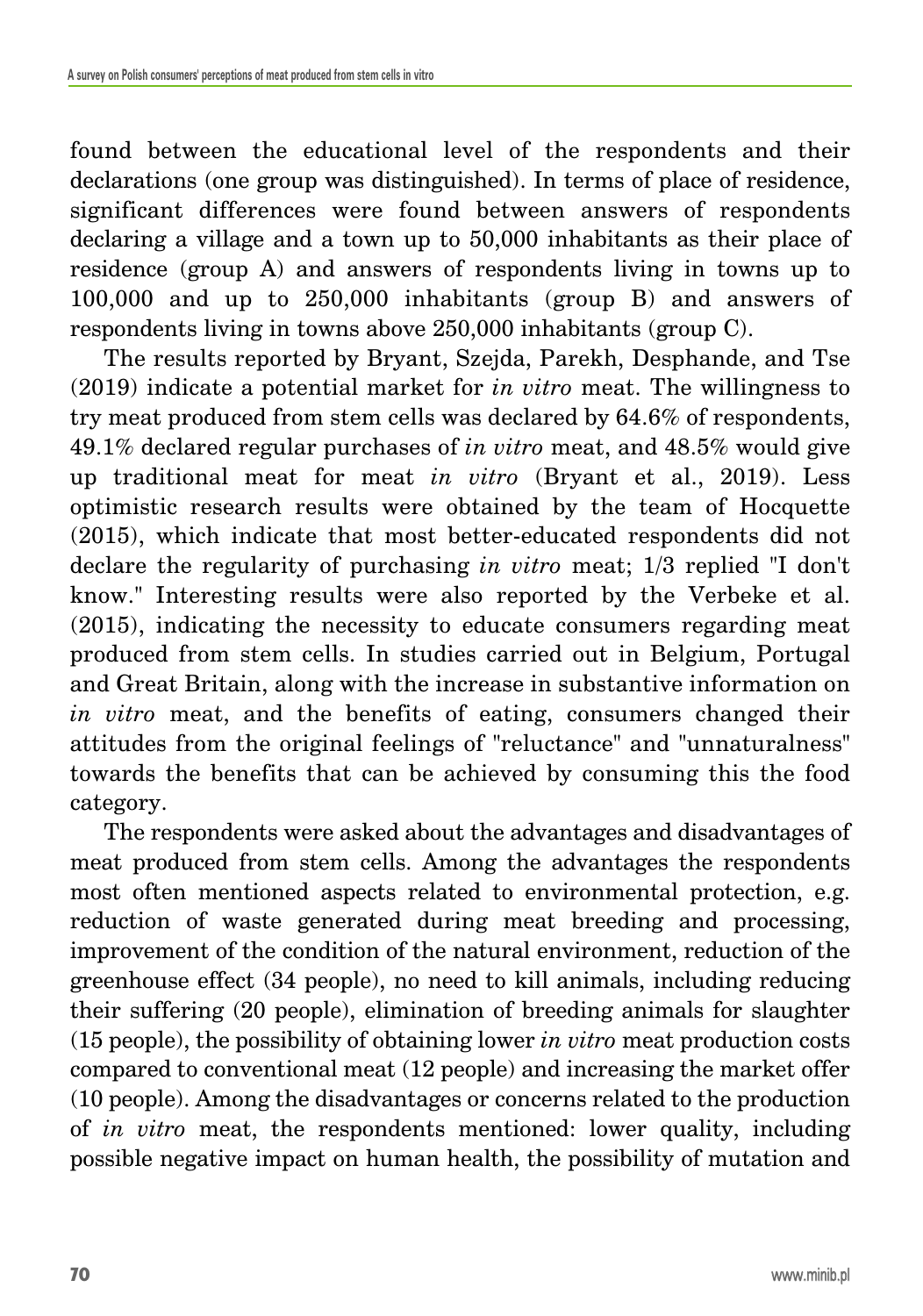found between the educational level of the respondents and their declarations (one group was distinguished). In terms of place of residence, significant differences were found between answers of respondents declaring a village and a town up to 50,000 inhabitants as their place of residence (group A) and answers of respondents living in towns up to 100,000 and up to 250,000 inhabitants (group B) and answers of respondents living in towns above 250,000 inhabitants (group C).

The results reported by Bryant, Szejda, Parekh, Desphande, and Tse (2019) indicate a potential market for *in vitro* meat. The willingness to try meat produced from stem cells was declared by 64.6% of respondents, 49.1% declared regular purchases of *in vitro* meat, and 48.5% would give up traditional meat for meat *in vitro* (Bryant et al., 2019). Less optimistic research results were obtained by the team of Hocquette (2015), which indicate that most better-educated respondents did not declare the regularity of purchasing *in vitro* meat; 1/3 replied "I don't know." Interesting results were also reported by the Verbeke et al. (2015), indicating the necessity to educate consumers regarding meat produced from stem cells. In studies carried out in Belgium, Portugal and Great Britain, along with the increase in substantive information on *in vitro* meat, and the benefits of eating, consumers changed their attitudes from the original feelings of "reluctance" and "unnaturalness" towards the benefits that can be achieved by consuming this the food category.

The respondents were asked about the advantages and disadvantages of meat produced from stem cells. Among the advantages the respondents most often mentioned aspects related to environmental protection, e.g. reduction of waste generated during meat breeding and processing, improvement of the condition of the natural environment, reduction of the greenhouse effect (34 people), no need to kill animals, including reducing their suffering (20 people), elimination of breeding animals for slaughter (15 people), the possibility of obtaining lower *in vitro* meat production costs compared to conventional meat (12 people) and increasing the market offer (10 people). Among the disadvantages or concerns related to the production of *in vitro* meat, the respondents mentioned: lower quality, including possible negative impact on human health, the possibility of mutation and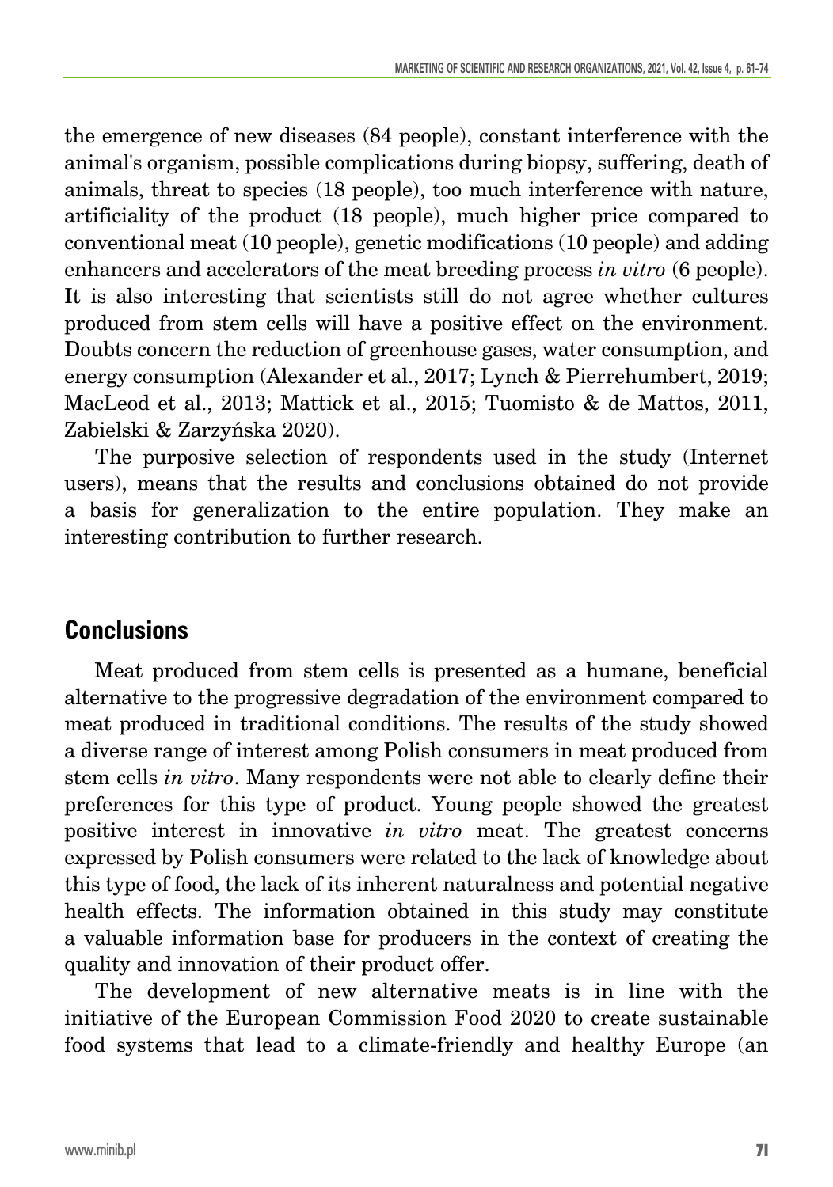the emergence of new diseases (84 people), constant interference with the animal's organism, possible complications during biopsy, suffering, death of animals, threat to species (18 people), too much interference with nature, artificiality of the product (18 people), much higher price compared to conventional meat (10 people), genetic modifications (10 people) and adding enhancers and accelerators of the meat breeding process *in vitro* (6 people). It is also interesting that scientists still do not agree whether cultures produced from stem cells will have a positive effect on the environment. Doubts concern the reduction of greenhouse gases, water consumption, and energy consumption (Alexander et al., 2017; Lynch & Pierrehumbert, 2019; MacLeod et al., 2013; Mattick et al., 2015; Tuomisto & de Mattos, 2011, Zabielski & Zarzyńska 2020).

The purposive selection of respondents used in the study (Internet users), means that the results and conclusions obtained do not provide a basis for generalization to the entire population. They make an interesting contribution to further research.

## Conclusions

Meat produced from stem cells is presented as a humane, beneficial alternative to the progressive degradation of the environment compared to meat produced in traditional conditions. The results of the study showed a diverse range of interest among Polish consumers in meat produced from stem cells *in vitro*. Many respondents were not able to clearly define their preferences for this type of product. Young people showed the greatest positive interest in innovative *in vitro* meat. The greatest concerns expressed by Polish consumers were related to the lack of knowledge about this type of food, the lack of its inherent naturalness and potential negative health effects. The information obtained in this study may constitute a valuable information base for producers in the context of creating the quality and innovation of their product offer.

The development of new alternative meats is in line with the initiative of the European Commission Food 2020 to create sustainable food systems that lead to a climate-friendly and healthy Europe (an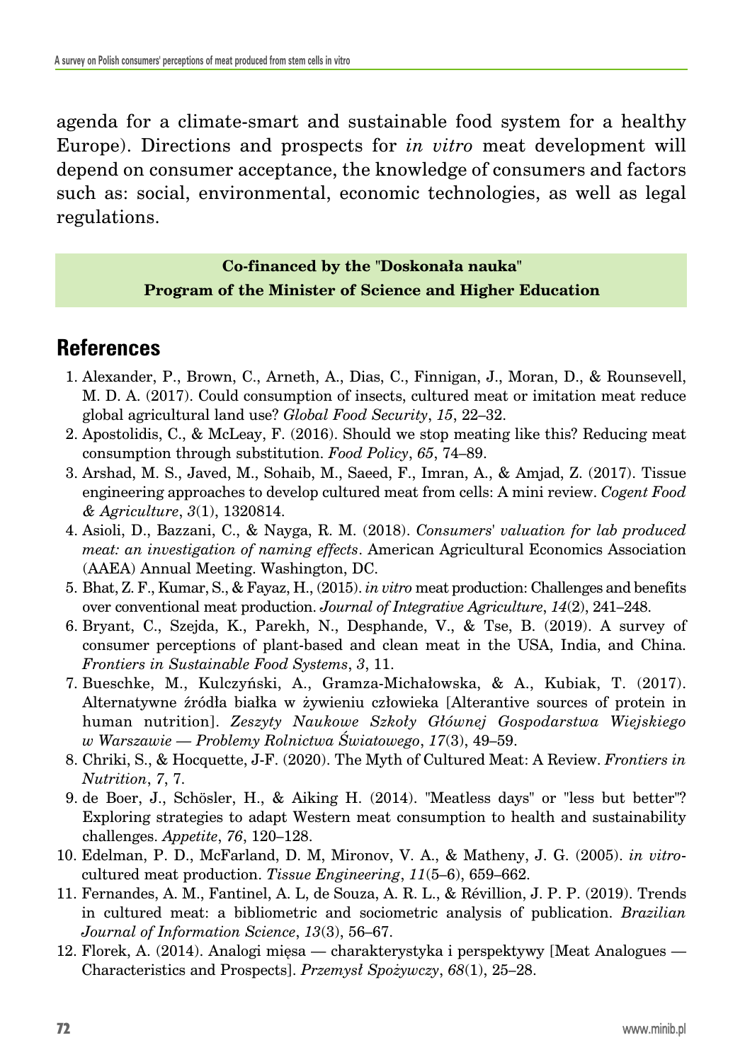agenda for a climate-smart and sustainable food system for a healthy Europe). Directions and prospects for *in vitro* meat development will depend on consumer acceptance, the knowledge of consumers and factors such as: social, environmental, economic technologies, as well as legal regulations.

**Co-financed by the "Doskonała nauka"**
**Program of the Minister of Science and Higher Education**

## References

1. Alexander, P., Brown, C., Arneth, A., Dias, C., Finnigan, J., Moran, D., & Rounsevell, M. D. A. (2017). Could consumption of insects, cultured meat or imitation meat reduce global agricultural land use? *Global Food Security*, *15*, 22–32.
2. Apostolidis, C., & McLeay, F. (2016). Should we stop meating like this? Reducing meat consumption through substitution. *Food Policy*, *65*, 74–89.
3. Arshad, M. S., Javed, M., Sohaib, M., Saeed, F., Imran, A., & Amjad, Z. (2017). Tissue engineering approaches to develop cultured meat from cells: A mini review. *Cogent Food & Agriculture*, *3*(1), 1320814.
4. Asioli, D., Bazzani, C., & Nayga, R. M. (2018). *Consumers' valuation for lab produced meat: an investigation of naming effects*. American Agricultural Economics Association (AAEA) Annual Meeting. Washington, DC.
5. Bhat, Z. F., Kumar, S., & Fayaz, H., (2015). *in vitro* meat production: Challenges and benefits over conventional meat production. *Journal of Integrative Agriculture*, *14*(2), 241–248.
6. Bryant, C., Szejda, K., Parekh, N., Desphande, V., & Tse, B. (2019). A survey of consumer perceptions of plant-based and clean meat in the USA, India, and China. *Frontiers in Sustainable Food Systems*, *3*, 11.
7. Bueschke, M., Kulczyński, A., Gramza-Michałowska, & A., Kubiak, T. (2017). Alternatywne źródła białka w żywieniu człowieka [Alterantive sources of protein in human nutrition]. *Zeszyty Naukowe Szkoły Głównej Gospodarstwa Wiejskiego w Warszawie — Problemy Rolnictwa Światowego*, *17*(3), 49–59.
8. Chriki, S., & Hocquette, J-F. (2020). The Myth of Cultured Meat: A Review. *Frontiers in Nutrition*, *7*, 7.
9. de Boer, J., Schösler, H., & Aiking H. (2014). "Meatless days" or "less but better"? Exploring strategies to adapt Western meat consumption to health and sustainability challenges. *Appetite*, *76*, 120–128.
10. Edelman, P. D., McFarland, D. M, Mironov, V. A., & Matheny, J. G. (2005). *in vitro*-cultured meat production. *Tissue Engineering*, *11*(5–6), 659–662.
11. Fernandes, A. M., Fantinel, A. L, de Souza, A. R. L., & Révillion, J. P. P. (2019). Trends in cultured meat: a bibliometric and sociometric analysis of publication. *Brazilian Journal of Information Science*, *13*(3), 56–67.
12. Florek, A. (2014). Analogi mięsa — charakterystyka i perspektywy [Meat Analogues — Characteristics and Prospects]. *Przemysł Spożywczy*, *68*(1), 25–28.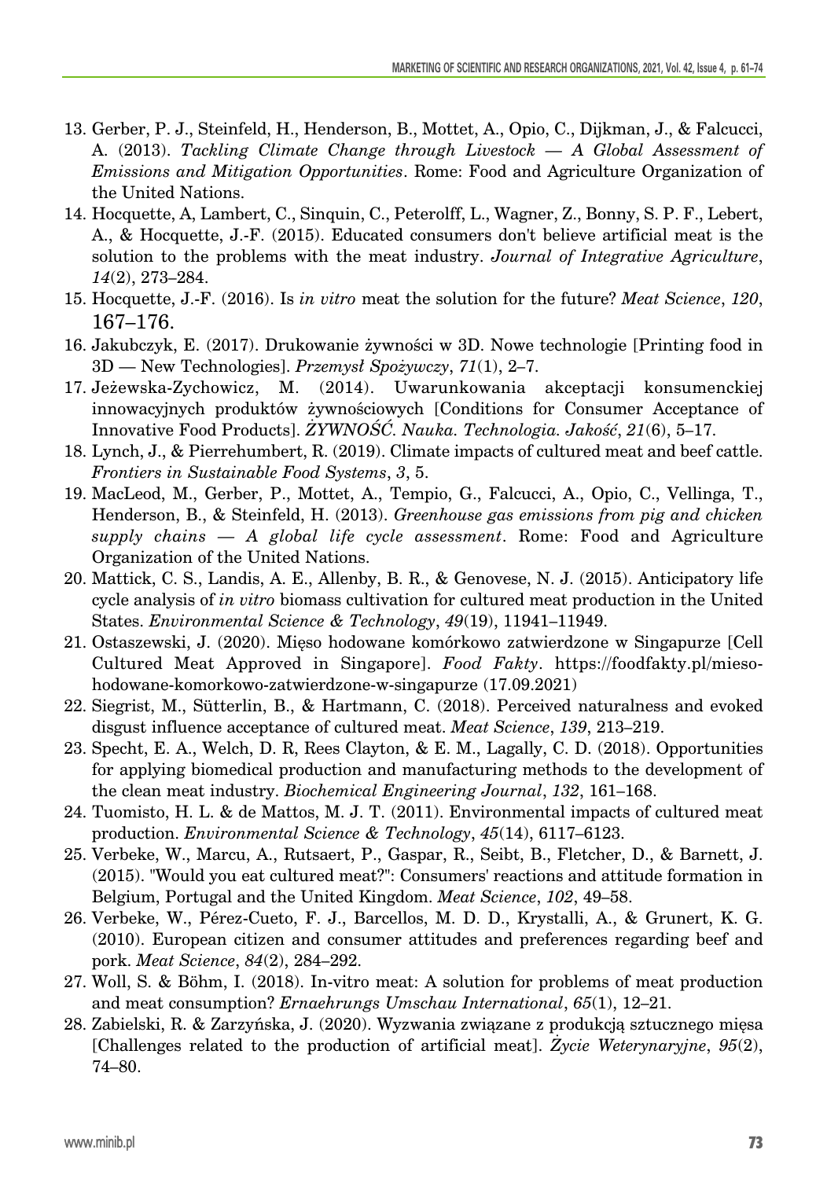13. Gerber, P. J., Steinfeld, H., Henderson, B., Mottet, A., Opio, C., Dijkman, J., & Falcucci, A. (2013). *Tackling Climate Change through Livestock — A Global Assessment of Emissions and Mitigation Opportunities*. Rome: Food and Agriculture Organization of the United Nations.
14. Hocquette, A, Lambert, C., Sinquin, C., Peterolff, L., Wagner, Z., Bonny, S. P. F., Lebert, A., & Hocquette, J.-F. (2015). Educated consumers don't believe artificial meat is the solution to the problems with the meat industry. *Journal of Integrative Agriculture*, *14*(2), 273–284.
15. Hocquette, J.-F. (2016). Is *in vitro* meat the solution for the future? *Meat Science*, *120*, 167–176.
16. Jakubczyk, E. (2017). Drukowanie żywności w 3D. Nowe technologie [Printing food in 3D — New Technologies]. *Przemysł Spożywczy*, *71*(1), 2–7.
17. Jeżewska-Zychowicz, M. (2014). Uwarunkowania akceptacji konsumenckiej innowacyjnych produktów żywnościowych [Conditions for Consumer Acceptance of Innovative Food Products]. *ŻYWNOŚĆ. Nauka. Technologia. Jakość*, *21*(6), 5–17.
18. Lynch, J., & Pierrehumbert, R. (2019). Climate impacts of cultured meat and beef cattle. *Frontiers in Sustainable Food Systems*, *3*, 5.
19. MacLeod, M., Gerber, P., Mottet, A., Tempio, G., Falcucci, A., Opio, C., Vellinga, T., Henderson, B., & Steinfeld, H. (2013). *Greenhouse gas emissions from pig and chicken supply chains — A global life cycle assessment*. Rome: Food and Agriculture Organization of the United Nations.
20. Mattick, C. S., Landis, A. E., Allenby, B. R., & Genovese, N. J. (2015). Anticipatory life cycle analysis of *in vitro* biomass cultivation for cultured meat production in the United States. *Environmental Science & Technology*, *49*(19), 11941–11949.
21. Ostaszewski, J. (2020). Mięso hodowane komórkowo zatwierdzone w Singapurze [Cell Cultured Meat Approved in Singapore]. *Food Fakty*. https://foodfakty.pl/mieso-hodowane-komorkowo-zatwierdzone-w-singapurze (17.09.2021)
22. Siegrist, M., Sütterlin, B., & Hartmann, C. (2018). Perceived naturalness and evoked disgust influence acceptance of cultured meat. *Meat Science*, *139*, 213–219.
23. Specht, E. A., Welch, D. R, Rees Clayton, & E. M., Lagally, C. D. (2018). Opportunities for applying biomedical production and manufacturing methods to the development of the clean meat industry. *Biochemical Engineering Journal*, *132*, 161–168.
24. Tuomisto, H. L. & de Mattos, M. J. T. (2011). Environmental impacts of cultured meat production. *Environmental Science & Technology*, *45*(14), 6117–6123.
25. Verbeke, W., Marcu, A., Rutsaert, P., Gaspar, R., Seibt, B., Fletcher, D., & Barnett, J. (2015). "Would you eat cultured meat?": Consumers' reactions and attitude formation in Belgium, Portugal and the United Kingdom. *Meat Science*, *102*, 49–58.
26. Verbeke, W., Pérez-Cueto, F. J., Barcellos, M. D. D., Krystalli, A., & Grunert, K. G. (2010). European citizen and consumer attitudes and preferences regarding beef and pork. *Meat Science*, *84*(2), 284–292.
27. Woll, S. & Böhm, I. (2018). In-vitro meat: A solution for problems of meat production and meat consumption? *Ernaehrungs Umschau International*, *65*(1), 12–21.
28. Zabielski, R. & Zarzyńska, J. (2020). Wyzwania związane z produkcją sztucznego mięsa [Challenges related to the production of artificial meat]. *Życie Weterynaryjne*, *95*(2), 74–80.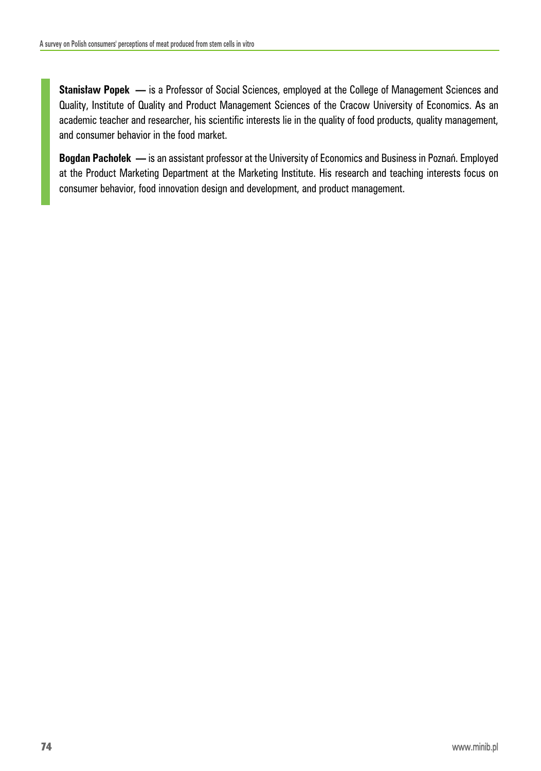**Stanisław Popek** — is a Professor of Social Sciences, employed at the College of Management Sciences and Quality, Institute of Quality and Product Management Sciences of the Cracow University of Economics. As an academic teacher and researcher, his scientific interests lie in the quality of food products, quality management, and consumer behavior in the food market.

**Bogdan Pachołek** — is an assistant professor at the University of Economics and Business in Poznań. Employed at the Product Marketing Department at the Marketing Institute. His research and teaching interests focus on consumer behavior, food innovation design and development, and product management.